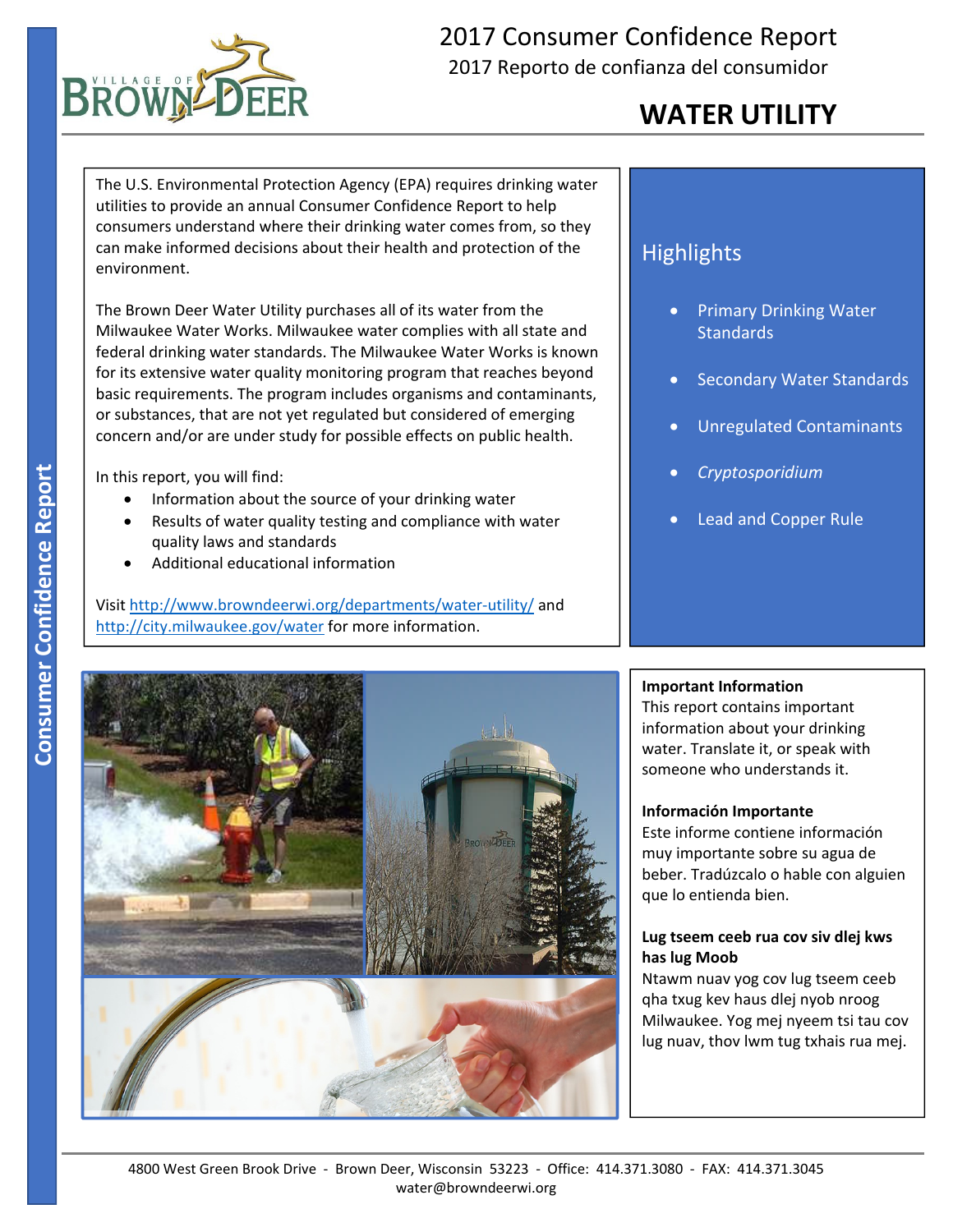# 2017 Consumer Confidence Report

2017 Reporto de confianza del consumidor

## WATER UTILITY

The U.S. Environmental Protection Agency (EPA) requires drinking water utilities to provide an annual Consumer Confidence Report to help consumers understand where their drinking water comes from, so they can make informed decisions about their health and protection of the environment.

The Brown Deer Water Utility purchases all of its water from the Milwaukee Water Works. Milwaukee water complies with all state and federal drinking water standards. The Milwaukee Water Works is known for its extensive water quality monitoring program that reaches beyond basic requirements. The program includes organisms and contaminants, or substances, that are not yet regulated but considered of emerging concern and/or are under study for possible effects on public health.

In this report, you will find:

- Information about the source of your drinking water
- Results of water quality testing and compliance with water quality laws and standards
- Additional educational information

Visit http://www.browndeerwi.org/departments/water-utility/ and http://city.milwaukee.gov/water for more information.

## Highlights

- Primary Drinking Water Standards
- Secondary Water Standards
- Unregulated Contaminants
- *Cryptosporidium*
- Lead and Copper Rule

**Important Information**
This report contains important information about your drinking water. Translate it, or speak with someone who understands it.

**Información Importante**
Este informe contiene información muy importante sobre su agua de beber. Tradúzcalo o hable con alguien que lo entienda bien.

**Lug tseem ceeb rua cov siv dlej kws has lug Moob**
Ntawm nuav yog cov lug tseem ceeb qha txug kev haus dlej nyob nroog Milwaukee. Yog mej nyeem tsi tau cov lug nuav, thov lwm tug txhais rua mej.

4800 West Green Brook Drive - Brown Deer, Wisconsin 53223 - Office: 414.371.3080 - FAX: 414.371.3045
water@browndeerwi.org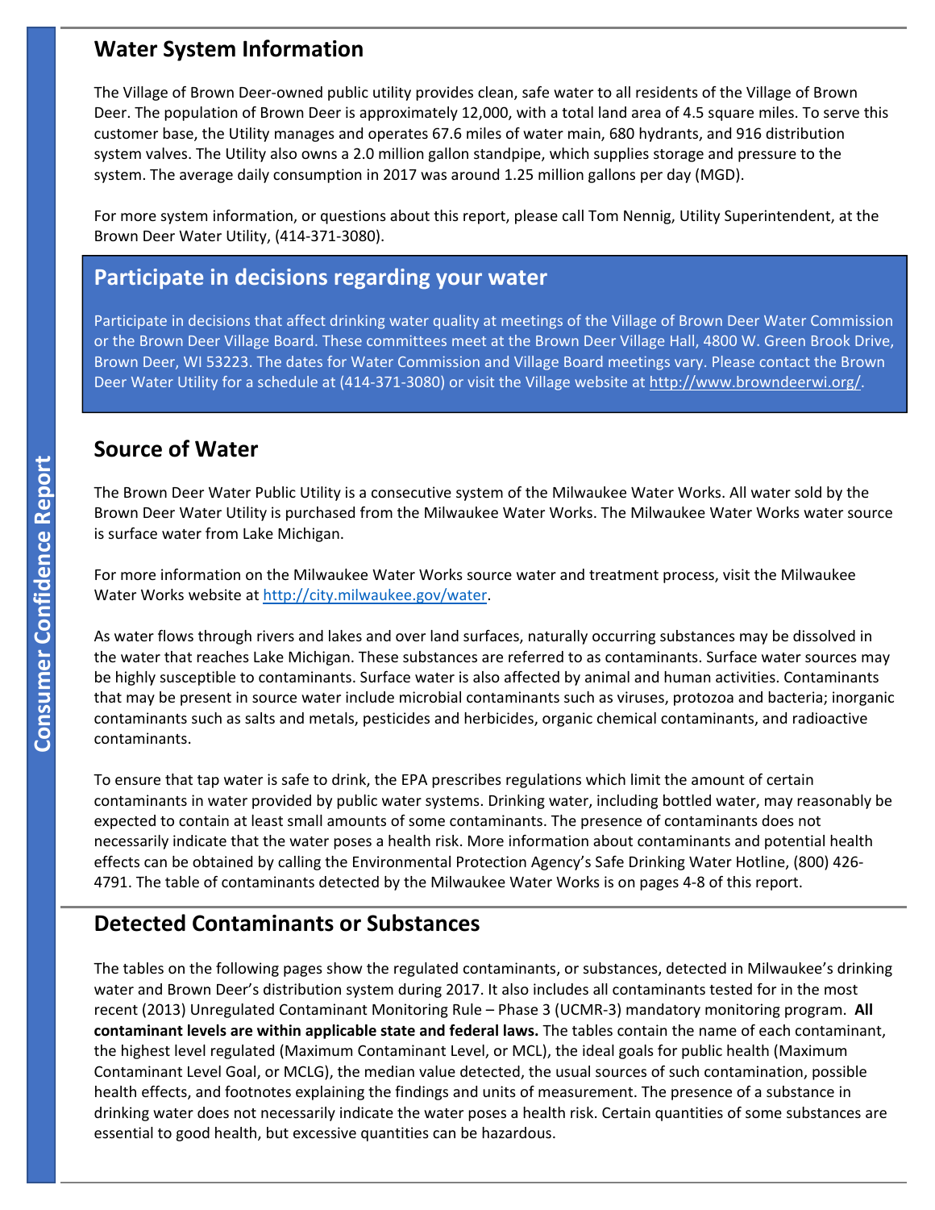## Water System Information

The Village of Brown Deer-owned public utility provides clean, safe water to all residents of the Village of Brown Deer. The population of Brown Deer is approximately 12,000, with a total land area of 4.5 square miles. To serve this customer base, the Utility manages and operates 67.6 miles of water main, 680 hydrants, and 916 distribution system valves. The Utility also owns a 2.0 million gallon standpipe, which supplies storage and pressure to the system. The average daily consumption in 2017 was around 1.25 million gallons per day (MGD).

For more system information, or questions about this report, please call Tom Nennig, Utility Superintendent, at the Brown Deer Water Utility, (414-371-3080).

## Participate in decisions regarding your water

Participate in decisions that affect drinking water quality at meetings of the Village of Brown Deer Water Commission or the Brown Deer Village Board. These committees meet at the Brown Deer Village Hall, 4800 W. Green Brook Drive, Brown Deer, WI 53223. The dates for Water Commission and Village Board meetings vary. Please contact the Brown Deer Water Utility for a schedule at (414-371-3080) or visit the Village website at http://www.browndeerwi.org/.

## Source of Water

The Brown Deer Water Public Utility is a consecutive system of the Milwaukee Water Works. All water sold by the Brown Deer Water Utility is purchased from the Milwaukee Water Works. The Milwaukee Water Works water source is surface water from Lake Michigan.

For more information on the Milwaukee Water Works source water and treatment process, visit the Milwaukee Water Works website at http://city.milwaukee.gov/water.

As water flows through rivers and lakes and over land surfaces, naturally occurring substances may be dissolved in the water that reaches Lake Michigan. These substances are referred to as contaminants. Surface water sources may be highly susceptible to contaminants. Surface water is also affected by animal and human activities. Contaminants that may be present in source water include microbial contaminants such as viruses, protozoa and bacteria; inorganic contaminants such as salts and metals, pesticides and herbicides, organic chemical contaminants, and radioactive contaminants.

To ensure that tap water is safe to drink, the EPA prescribes regulations which limit the amount of certain contaminants in water provided by public water systems. Drinking water, including bottled water, may reasonably be expected to contain at least small amounts of some contaminants. The presence of contaminants does not necessarily indicate that the water poses a health risk. More information about contaminants and potential health effects can be obtained by calling the Environmental Protection Agency's Safe Drinking Water Hotline, (800) 426-4791. The table of contaminants detected by the Milwaukee Water Works is on pages 4-8 of this report.

## Detected Contaminants or Substances

The tables on the following pages show the regulated contaminants, or substances, detected in Milwaukee's drinking water and Brown Deer's distribution system during 2017. It also includes all contaminants tested for in the most recent (2013) Unregulated Contaminant Monitoring Rule – Phase 3 (UCMR-3) mandatory monitoring program. **All contaminant levels are within applicable state and federal laws.** The tables contain the name of each contaminant, the highest level regulated (Maximum Contaminant Level, or MCL), the ideal goals for public health (Maximum Contaminant Level Goal, or MCLG), the median value detected, the usual sources of such contamination, possible health effects, and footnotes explaining the findings and units of measurement. The presence of a substance in drinking water does not necessarily indicate the water poses a health risk. Certain quantities of some substances are essential to good health, but excessive quantities can be hazardous.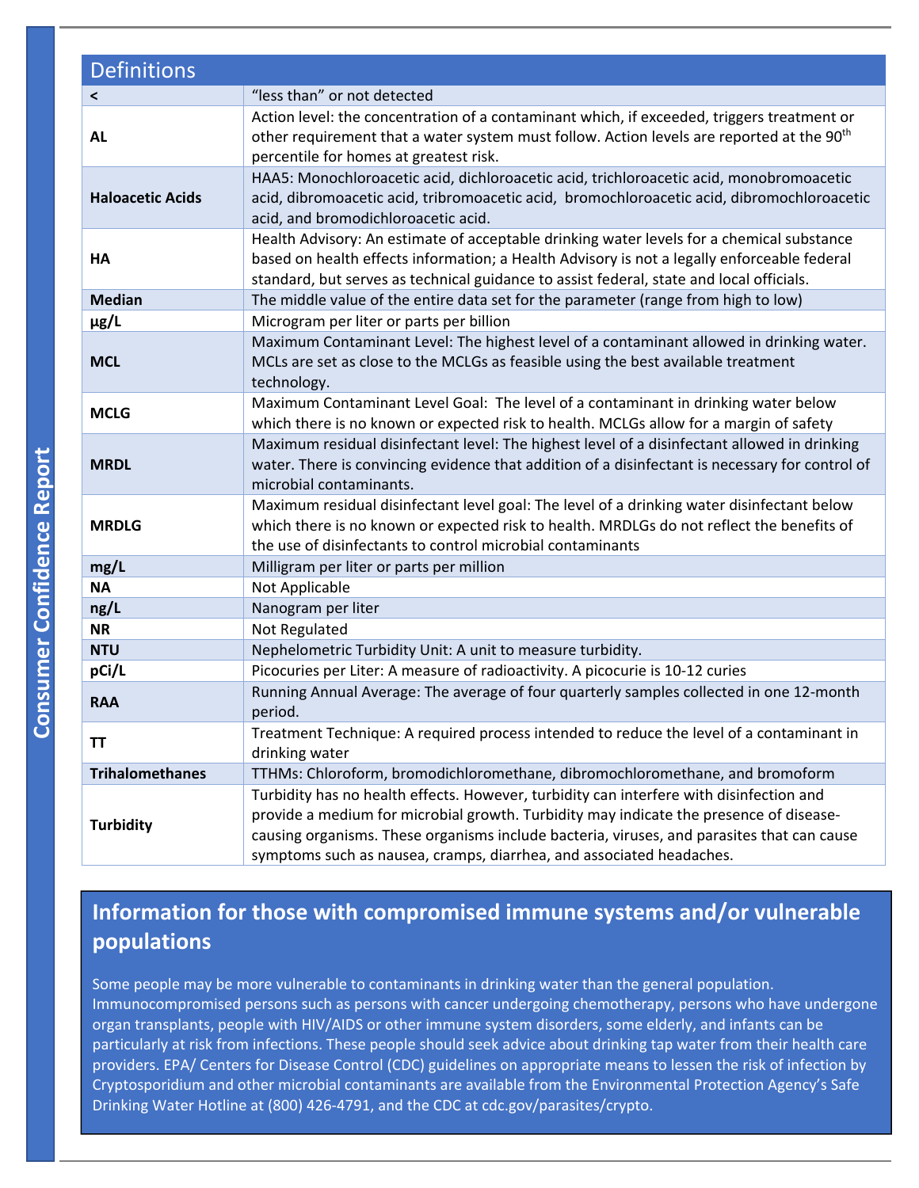| Definitions | |
|---|---|
| **<** | "less than" or not detected |
| **AL** | Action level: the concentration of a contaminant which, if exceeded, triggers treatment or other requirement that a water system must follow. Action levels are reported at the 90th percentile for homes at greatest risk. |
| **Haloacetic Acids** | HAA5: Monochloroacetic acid, dichloroacetic acid, trichloroacetic acid, monobromoacetic acid, dibromoacetic acid, tribromoacetic acid, bromochloroacetic acid, dibromochloroacetic acid, and bromodichloroacetic acid. |
| **HA** | Health Advisory: An estimate of acceptable drinking water levels for a chemical substance based on health effects information; a Health Advisory is not a legally enforceable federal standard, but serves as technical guidance to assist federal, state and local officials. |
| **Median** | The middle value of the entire data set for the parameter (range from high to low) |
| **µg/L** | Microgram per liter or parts per billion |
| **MCL** | Maximum Contaminant Level: The highest level of a contaminant allowed in drinking water. MCLs are set as close to the MCLGs as feasible using the best available treatment technology. |
| **MCLG** | Maximum Contaminant Level Goal: The level of a contaminant in drinking water below which there is no known or expected risk to health. MCLGs allow for a margin of safety |
| **MRDL** | Maximum residual disinfectant level: The highest level of a disinfectant allowed in drinking water. There is convincing evidence that addition of a disinfectant is necessary for control of microbial contaminants. |
| **MRDLG** | Maximum residual disinfectant level goal: The level of a drinking water disinfectant below which there is no known or expected risk to health. MRDLGs do not reflect the benefits of the use of disinfectants to control microbial contaminants |
| **mg/L** | Milligram per liter or parts per million |
| **NA** | Not Applicable |
| **ng/L** | Nanogram per liter |
| **NR** | Not Regulated |
| **NTU** | Nephelometric Turbidity Unit: A unit to measure turbidity. |
| **pCi/L** | Picocuries per Liter: A measure of radioactivity. A picocurie is 10-12 curies |
| **RAA** | Running Annual Average: The average of four quarterly samples collected in one 12-month period. |
| **TT** | Treatment Technique: A required process intended to reduce the level of a contaminant in drinking water |
| **Trihalomethanes** | TTHMs: Chloroform, bromodichloromethane, dibromochloromethane, and bromoform |
| **Turbidity** | Turbidity has no health effects. However, turbidity can interfere with disinfection and provide a medium for microbial growth. Turbidity may indicate the presence of disease-causing organisms. These organisms include bacteria, viruses, and parasites that can cause symptoms such as nausea, cramps, diarrhea, and associated headaches. |

## Information for those with compromised immune systems and/or vulnerable populations

Some people may be more vulnerable to contaminants in drinking water than the general population. Immunocompromised persons such as persons with cancer undergoing chemotherapy, persons who have undergone organ transplants, people with HIV/AIDS or other immune system disorders, some elderly, and infants can be particularly at risk from infections. These people should seek advice about drinking tap water from their health care providers. EPA/ Centers for Disease Control (CDC) guidelines on appropriate means to lessen the risk of infection by Cryptosporidium and other microbial contaminants are available from the Environmental Protection Agency's Safe Drinking Water Hotline at (800) 426-4791, and the CDC at cdc.gov/parasites/crypto.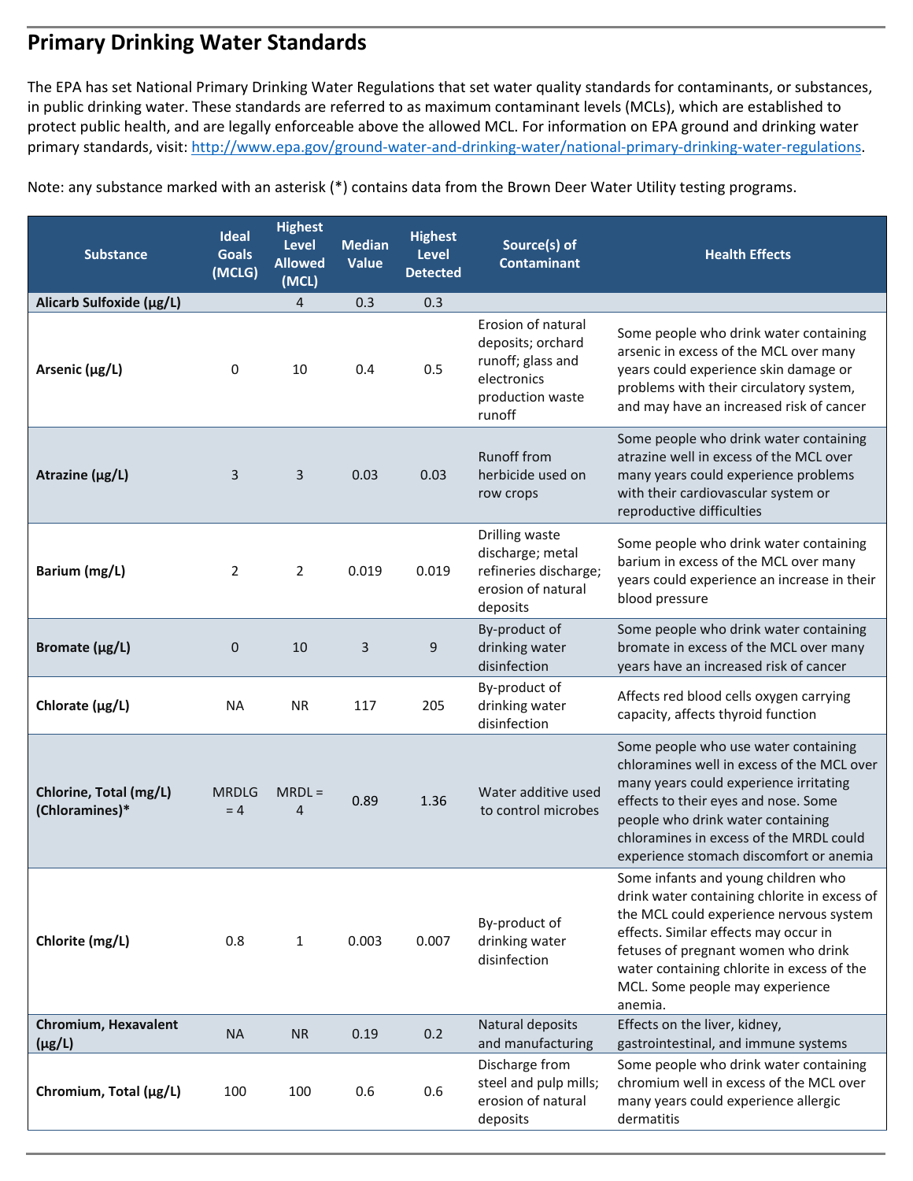## Primary Drinking Water Standards

The EPA has set National Primary Drinking Water Regulations that set water quality standards for contaminants, or substances, in public drinking water. These standards are referred to as maximum contaminant levels (MCLs), which are established to protect public health, and are legally enforceable above the allowed MCL. For information on EPA ground and drinking water primary standards, visit: http://www.epa.gov/ground-water-and-drinking-water/national-primary-drinking-water-regulations.

Note: any substance marked with an asterisk (*) contains data from the Brown Deer Water Utility testing programs.

| Substance | Ideal Goals (MCLG) | Highest Level Allowed (MCL) | Median Value | Highest Level Detected | Source(s) of Contaminant | Health Effects |
|---|---|---|---|---|---|---|
| **Alicarb Sulfoxide (μg/L)** | | 4 | 0.3 | 0.3 | | |
| **Arsenic (μg/L)** | 0 | 10 | 0.4 | 0.5 | Erosion of natural deposits; orchard runoff; glass and electronics production waste runoff | Some people who drink water containing arsenic in excess of the MCL over many years could experience skin damage or problems with their circulatory system, and may have an increased risk of cancer |
| **Atrazine (μg/L)** | 3 | 3 | 0.03 | 0.03 | Runoff from herbicide used on row crops | Some people who drink water containing atrazine well in excess of the MCL over many years could experience problems with their cardiovascular system or reproductive difficulties |
| **Barium (mg/L)** | 2 | 2 | 0.019 | 0.019 | Drilling waste discharge; metal refineries discharge; erosion of natural deposits | Some people who drink water containing barium in excess of the MCL over many years could experience an increase in their blood pressure |
| **Bromate (μg/L)** | 0 | 10 | 3 | 9 | By-product of drinking water disinfection | Some people who drink water containing bromate in excess of the MCL over many years have an increased risk of cancer |
| **Chlorate (μg/L)** | NA | NR | 117 | 205 | By-product of drinking water disinfection | Affects red blood cells oxygen carrying capacity, affects thyroid function |
| **Chlorine, Total (mg/L) (Chloramines)*** | MRDLG = 4 | MRDL = 4 | 0.89 | 1.36 | Water additive used to control microbes | Some people who use water containing chloramines well in excess of the MCL over many years could experience irritating effects to their eyes and nose. Some people who drink water containing chloramines in excess of the MRDL could experience stomach discomfort or anemia |
| **Chlorite (mg/L)** | 0.8 | 1 | 0.003 | 0.007 | By-product of drinking water disinfection | Some infants and young children who drink water containing chlorite in excess of the MCL could experience nervous system effects. Similar effects may occur in fetuses of pregnant women who drink water containing chlorite in excess of the MCL. Some people may experience anemia. |
| **Chromium, Hexavalent (μg/L)** | NA | NR | 0.19 | 0.2 | Natural deposits and manufacturing | Effects on the liver, kidney, gastrointestinal, and immune systems |
| **Chromium, Total (μg/L)** | 100 | 100 | 0.6 | 0.6 | Discharge from steel and pulp mills; erosion of natural deposits | Some people who drink water containing chromium well in excess of the MCL over many years could experience allergic dermatitis |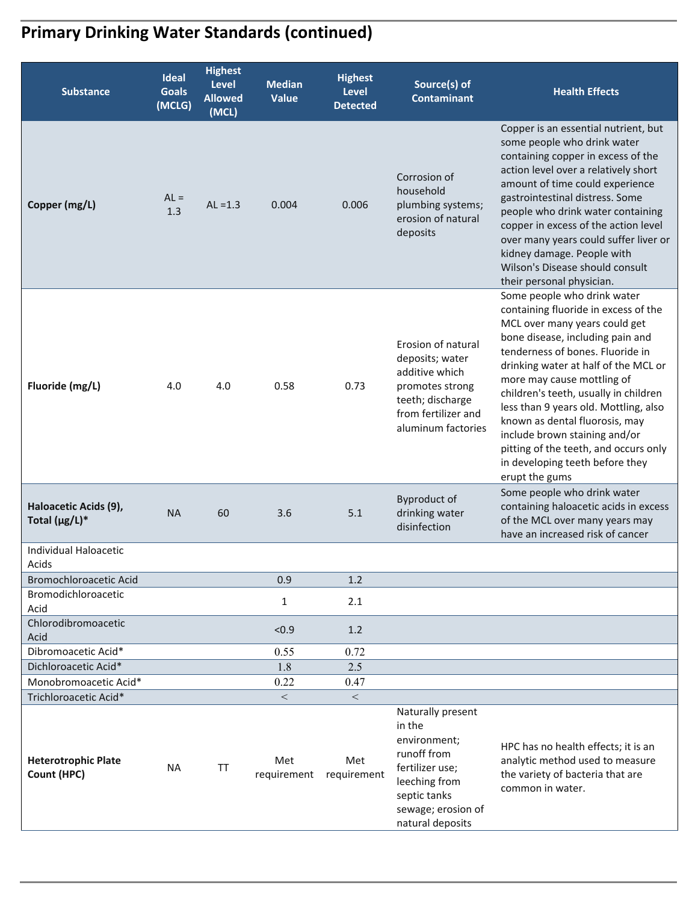## Primary Drinking Water Standards (continued)

| Substance | Ideal Goals (MCLG) | Highest Level Allowed (MCL) | Median Value | Highest Level Detected | Source(s) of Contaminant | Health Effects |
|---|---|---|---|---|---|---|
| **Copper (mg/L)** | AL = 1.3 | AL =1.3 | 0.004 | 0.006 | Corrosion of household plumbing systems; erosion of natural deposits | Copper is an essential nutrient, but some people who drink water containing copper in excess of the action level over a relatively short amount of time could experience gastrointestinal distress. Some people who drink water containing copper in excess of the action level over many years could suffer liver or kidney damage. People with Wilson's Disease should consult their personal physician. |
| **Fluoride (mg/L)** | 4.0 | 4.0 | 0.58 | 0.73 | Erosion of natural deposits; water additive which promotes strong teeth; discharge from fertilizer and aluminum factories | Some people who drink water containing fluoride in excess of the MCL over many years could get bone disease, including pain and tenderness of bones. Fluoride in drinking water at half of the MCL or more may cause mottling of children's teeth, usually in children less than 9 years old. Mottling, also known as dental fluorosis, may include brown staining and/or pitting of the teeth, and occurs only in developing teeth before they erupt the gums |
| **Haloacetic Acids (9), Total (µg/L)*** | NA | 60 | 3.6 | 5.1 | Byproduct of drinking water disinfection | Some people who drink water containing haloacetic acids in excess of the MCL over many years may have an increased risk of cancer |
| Individual Haloacetic Acids | | | | | | |
| Bromochloroacetic Acid | | | 0.9 | 1.2 | | |
| Bromodichloroacetic Acid | | | 1 | 2.1 | | |
| Chlorodibromoacetic Acid | | | <0.9 | 1.2 | | |
| Dibromoacetic Acid* | | | 0.55 | 0.72 | | |
| Dichloroacetic Acid* | | | 1.8 | 2.5 | | |
| Monobromoacetic Acid* | | | 0.22 | 0.47 | | |
| Trichloroacetic Acid* | | | < | < | | |
| **Heterotrophic Plate Count (HPC)** | NA | TT | Met requirement | Met requirement | Naturally present in the environment; runoff from fertilizer use; leeching from septic tanks sewage; erosion of natural deposits | HPC has no health effects; it is an analytic method used to measure the variety of bacteria that are common in water. |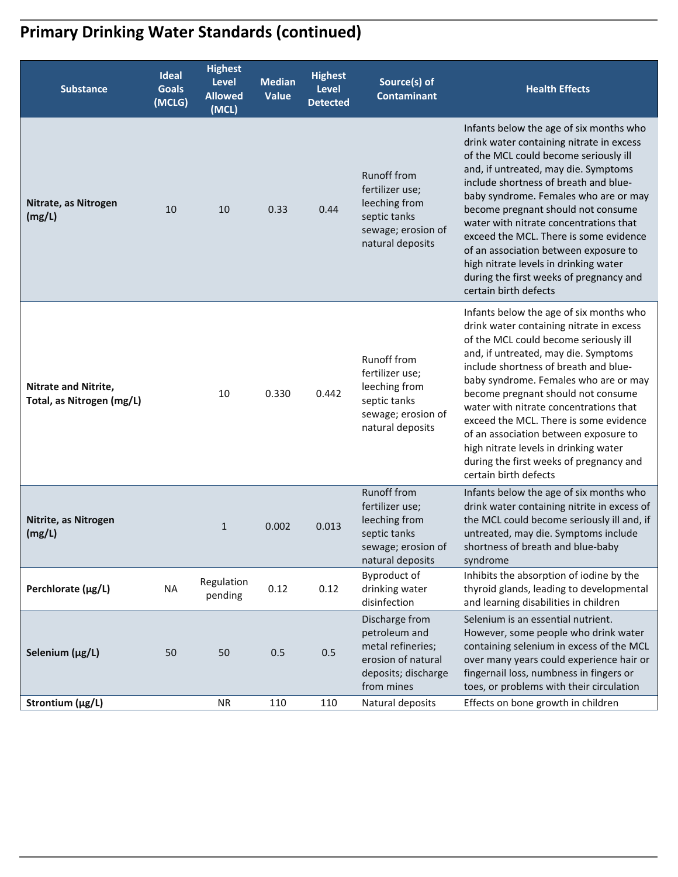## Primary Drinking Water Standards (continued)

| Substance | Ideal Goals (MCLG) | Highest Level Allowed (MCL) | Median Value | Highest Level Detected | Source(s) of Contaminant | Health Effects |
|---|---|---|---|---|---|---|
| **Nitrate, as Nitrogen (mg/L)** | 10 | 10 | 0.33 | 0.44 | Runoff from fertilizer use; leeching from septic tanks sewage; erosion of natural deposits | Infants below the age of six months who drink water containing nitrate in excess of the MCL could become seriously ill and, if untreated, may die. Symptoms include shortness of breath and blue-baby syndrome. Females who are or may become pregnant should not consume water with nitrate concentrations that exceed the MCL. There is some evidence of an association between exposure to high nitrate levels in drinking water during the first weeks of pregnancy and certain birth defects |
| **Nitrate and Nitrite, Total, as Nitrogen (mg/L)** | | 10 | 0.330 | 0.442 | Runoff from fertilizer use; leeching from septic tanks sewage; erosion of natural deposits | Infants below the age of six months who drink water containing nitrate in excess of the MCL could become seriously ill and, if untreated, may die. Symptoms include shortness of breath and blue-baby syndrome. Females who are or may become pregnant should not consume water with nitrate concentrations that exceed the MCL. There is some evidence of an association between exposure to high nitrate levels in drinking water during the first weeks of pregnancy and certain birth defects |
| **Nitrite, as Nitrogen (mg/L)** | | 1 | 0.002 | 0.013 | Runoff from fertilizer use; leeching from septic tanks sewage; erosion of natural deposits | Infants below the age of six months who drink water containing nitrite in excess of the MCL could become seriously ill and, if untreated, may die. Symptoms include shortness of breath and blue-baby syndrome |
| **Perchlorate (µg/L)** | NA | Regulation pending | 0.12 | 0.12 | Byproduct of drinking water disinfection | Inhibits the absorption of iodine by the thyroid glands, leading to developmental and learning disabilities in children |
| **Selenium (µg/L)** | 50 | 50 | 0.5 | 0.5 | Discharge from petroleum and metal refineries; erosion of natural deposits; discharge from mines | Selenium is an essential nutrient. However, some people who drink water containing selenium in excess of the MCL over many years could experience hair or fingernail loss, numbness in fingers or toes, or problems with their circulation |
| **Strontium (µg/L)** | | NR | 110 | 110 | Natural deposits | Effects on bone growth in children |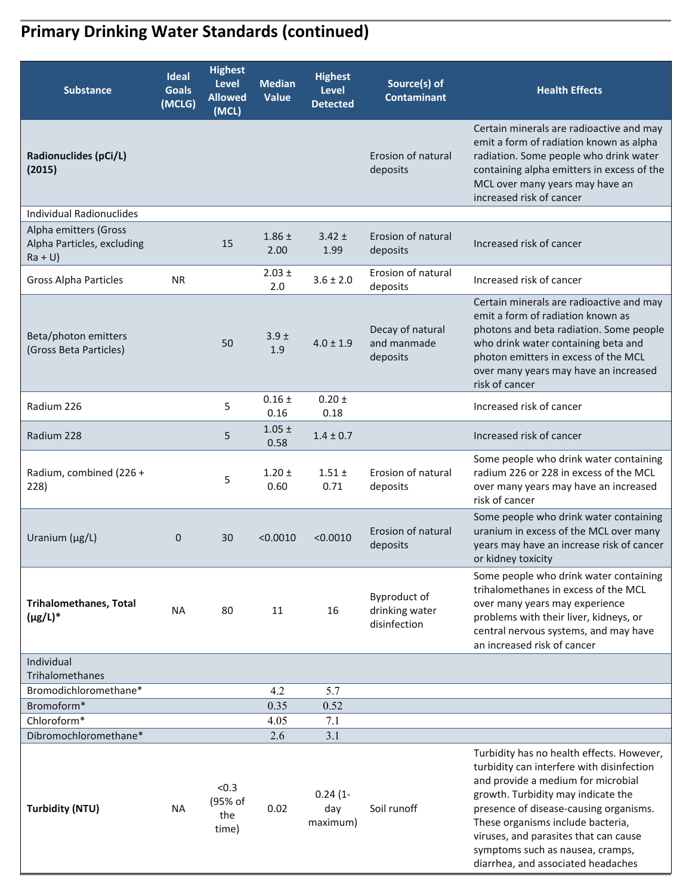## Primary Drinking Water Standards (continued)

| Substance | Ideal Goals (MCLG) | Highest Level Allowed (MCL) | Median Value | Highest Level Detected | Source(s) of Contaminant | Health Effects |
|---|---|---|---|---|---|---|
| **Radionuclides (pCi/L) (2015)** | | | | | Erosion of natural deposits | Certain minerals are radioactive and may emit a form of radiation known as alpha radiation. Some people who drink water containing alpha emitters in excess of the MCL over many years may have an increased risk of cancer |
| Individual Radionuclides | | | | | | |
| Alpha emitters (Gross Alpha Particles, excluding Ra + U) | | 15 | 1.86 ± 2.00 | 3.42 ± 1.99 | Erosion of natural deposits | Increased risk of cancer |
| Gross Alpha Particles | NR | | 2.03 ± 2.0 | 3.6 ± 2.0 | Erosion of natural deposits | Increased risk of cancer |
| Beta/photon emitters (Gross Beta Particles) | | 50 | 3.9 ± 1.9 | 4.0 ± 1.9 | Decay of natural and manmade deposits | Certain minerals are radioactive and may emit a form of radiation known as photons and beta radiation. Some people who drink water containing beta and photon emitters in excess of the MCL over many years may have an increased risk of cancer |
| Radium 226 | | 5 | 0.16 ± 0.16 | 0.20 ± 0.18 | | Increased risk of cancer |
| Radium 228 | | 5 | 1.05 ± 0.58 | 1.4 ± 0.7 | | Increased risk of cancer |
| Radium, combined (226 + 228) | | 5 | 1.20 ± 0.60 | 1.51 ± 0.71 | Erosion of natural deposits | Some people who drink water containing radium 226 or 228 in excess of the MCL over many years may have an increased risk of cancer |
| Uranium (µg/L) | 0 | 30 | <0.0010 | <0.0010 | Erosion of natural deposits | Some people who drink water containing uranium in excess of the MCL over many years may have an increase risk of cancer or kidney toxicity |
| **Trihalomethanes, Total (µg/L)*** | NA | 80 | 11 | 16 | Byproduct of drinking water disinfection | Some people who drink water containing trihalomethanes in excess of the MCL over many years may experience problems with their liver, kidneys, or central nervous systems, and may have an increased risk of cancer |
| Individual Trihalomethanes | | | | | | |
| Bromodichloromethane* | | | 4.2 | 5.7 | | |
| Bromoform* | | | 0.35 | 0.52 | | |
| Chloroform* | | | 4.05 | 7.1 | | |
| Dibromochloromethane* | | | 2.6 | 3.1 | | |
| **Turbidity (NTU)** | NA | <0.3 (95% of the time) | 0.02 | 0.24 (1-day maximum) | Soil runoff | Turbidity has no health effects. However, turbidity can interfere with disinfection and provide a medium for microbial growth. Turbidity may indicate the presence of disease-causing organisms. These organisms include bacteria, viruses, and parasites that can cause symptoms such as nausea, cramps, diarrhea, and associated headaches |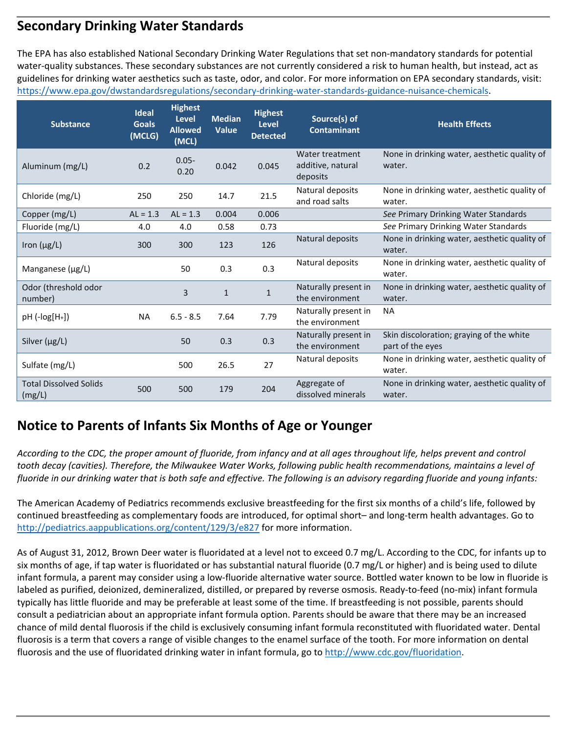## Secondary Drinking Water Standards

The EPA has also established National Secondary Drinking Water Regulations that set non-mandatory standards for potential water-quality substances. These secondary substances are not currently considered a risk to human health, but instead, act as guidelines for drinking water aesthetics such as taste, odor, and color. For more information on EPA secondary standards, visit: https://www.epa.gov/dwstandardsregulations/secondary-drinking-water-standards-guidance-nuisance-chemicals.

| Substance | Ideal Goals (MCLG) | Highest Level Allowed (MCL) | Median Value | Highest Level Detected | Source(s) of Contaminant | Health Effects |
|---|---|---|---|---|---|---|
| Aluminum (mg/L) | 0.2 | 0.05-0.20 | 0.042 | 0.045 | Water treatment additive, natural deposits | None in drinking water, aesthetic quality of water. |
| Chloride (mg/L) | 250 | 250 | 14.7 | 21.5 | Natural deposits and road salts | None in drinking water, aesthetic quality of water. |
| Copper (mg/L) | AL = 1.3 | AL = 1.3 | 0.004 | 0.006 | | *See* Primary Drinking Water Standards |
| Fluoride (mg/L) | 4.0 | 4.0 | 0.58 | 0.73 | | *See* Primary Drinking Water Standards |
| Iron (µg/L) | 300 | 300 | 123 | 126 | Natural deposits | None in drinking water, aesthetic quality of water. |
| Manganese (µg/L) | | 50 | 0.3 | 0.3 | Natural deposits | None in drinking water, aesthetic quality of water. |
| Odor (threshold odor number) | | 3 | 1 | 1 | Naturally present in the environment | None in drinking water, aesthetic quality of water. |
| pH (-log[$H^+$]) | NA | 6.5 - 8.5 | 7.64 | 7.79 | Naturally present in the environment | NA |
| Silver (µg/L) | | 50 | 0.3 | 0.3 | Naturally present in the environment | Skin discoloration; graying of the white part of the eyes |
| Sulfate (mg/L) | | 500 | 26.5 | 27 | Natural deposits | None in drinking water, aesthetic quality of water. |
| Total Dissolved Solids (mg/L) | 500 | 500 | 179 | 204 | Aggregate of dissolved minerals | None in drinking water, aesthetic quality of water. |

## Notice to Parents of Infants Six Months of Age or Younger

*According to the CDC, the proper amount of fluoride, from infancy and at all ages throughout life, helps prevent and control tooth decay (cavities). Therefore, the Milwaukee Water Works, following public health recommendations, maintains a level of fluoride in our drinking water that is both safe and effective. The following is an advisory regarding fluoride and young infants:*

The American Academy of Pediatrics recommends exclusive breastfeeding for the first six months of a child's life, followed by continued breastfeeding as complementary foods are introduced, for optimal short– and long-term health advantages. Go to http://pediatrics.aappublications.org/content/129/3/e827 for more information.

As of August 31, 2012, Brown Deer water is fluoridated at a level not to exceed 0.7 mg/L. According to the CDC, for infants up to six months of age, if tap water is fluoridated or has substantial natural fluoride (0.7 mg/L or higher) and is being used to dilute infant formula, a parent may consider using a low-fluoride alternative water source. Bottled water known to be low in fluoride is labeled as purified, deionized, demineralized, distilled, or prepared by reverse osmosis. Ready-to-feed (no-mix) infant formula typically has little fluoride and may be preferable at least some of the time. If breastfeeding is not possible, parents should consult a pediatrician about an appropriate infant formula option. Parents should be aware that there may be an increased chance of mild dental fluorosis if the child is exclusively consuming infant formula reconstituted with fluoridated water. Dental fluorosis is a term that covers a range of visible changes to the enamel surface of the tooth. For more information on dental fluorosis and the use of fluoridated drinking water in infant formula, go to http://www.cdc.gov/fluoridation.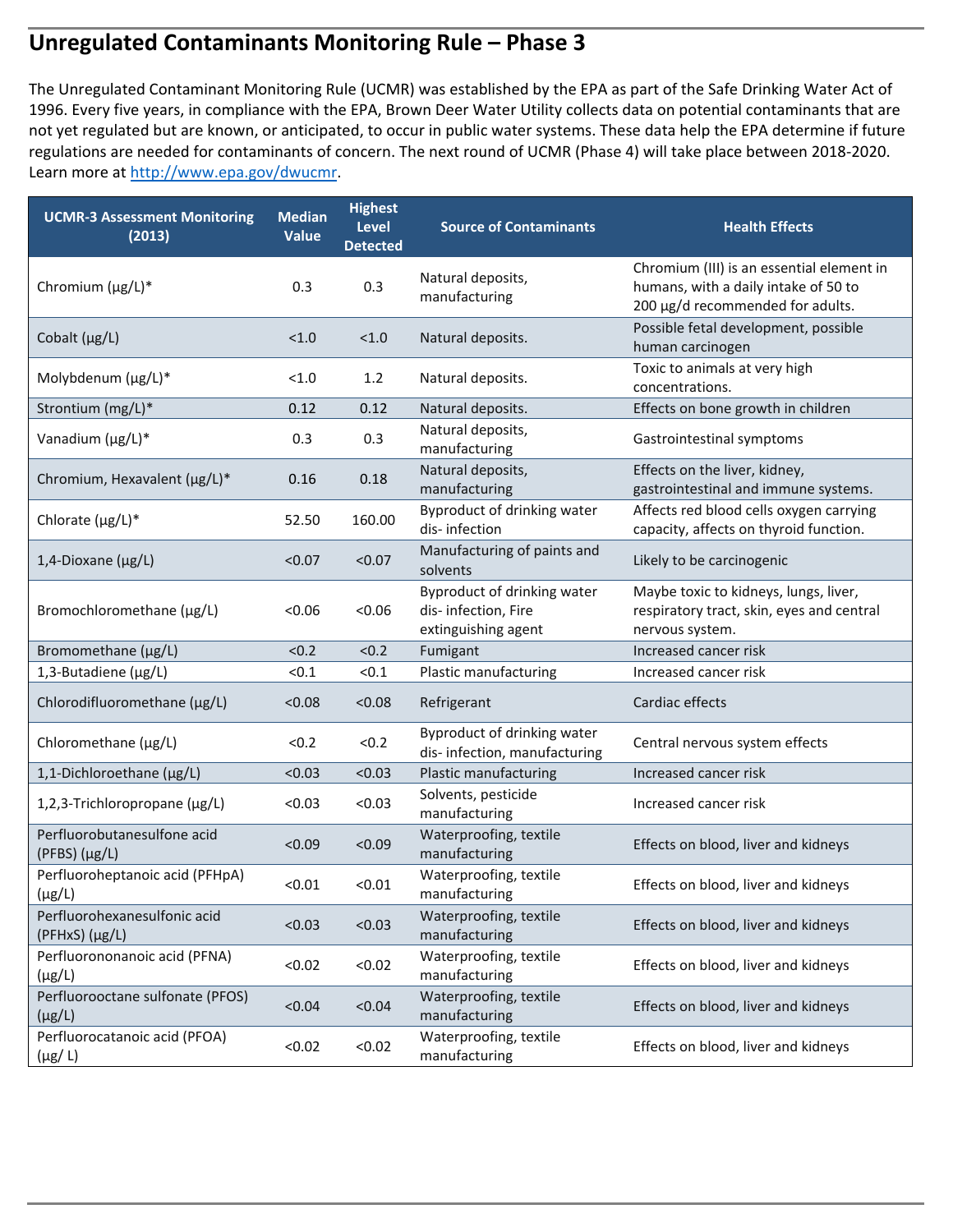## Unregulated Contaminants Monitoring Rule – Phase 3

The Unregulated Contaminant Monitoring Rule (UCMR) was established by the EPA as part of the Safe Drinking Water Act of 1996. Every five years, in compliance with the EPA, Brown Deer Water Utility collects data on potential contaminants that are not yet regulated but are known, or anticipated, to occur in public water systems. These data help the EPA determine if future regulations are needed for contaminants of concern. The next round of UCMR (Phase 4) will take place between 2018-2020. Learn more at http://www.epa.gov/dwucmr.

| UCMR-3 Assessment Monitoring (2013) | Median Value | Highest Level Detected | Source of Contaminants | Health Effects |
|---|---|---|---|---|
| Chromium (µg/L)* | 0.3 | 0.3 | Natural deposits, manufacturing | Chromium (III) is an essential element in humans, with a daily intake of 50 to 200 µg/d recommended for adults. |
| Cobalt (µg/L) | <1.0 | <1.0 | Natural deposits. | Possible fetal development, possible human carcinogen |
| Molybdenum (µg/L)* | <1.0 | 1.2 | Natural deposits. | Toxic to animals at very high concentrations. |
| Strontium (mg/L)* | 0.12 | 0.12 | Natural deposits. | Effects on bone growth in children |
| Vanadium (µg/L)* | 0.3 | 0.3 | Natural deposits, manufacturing | Gastrointestinal symptoms |
| Chromium, Hexavalent (µg/L)* | 0.16 | 0.18 | Natural deposits, manufacturing | Effects on the liver, kidney, gastrointestinal and immune systems. |
| Chlorate (µg/L)* | 52.50 | 160.00 | Byproduct of drinking water dis- infection | Affects red blood cells oxygen carrying capacity, affects on thyroid function. |
| 1,4-Dioxane (µg/L) | <0.07 | <0.07 | Manufacturing of paints and solvents | Likely to be carcinogenic |
| Bromochloromethane (µg/L) | <0.06 | <0.06 | Byproduct of drinking water dis- infection, Fire extinguishing agent | Maybe toxic to kidneys, lungs, liver, respiratory tract, skin, eyes and central nervous system. |
| Bromomethane (µg/L) | <0.2 | <0.2 | Fumigant | Increased cancer risk |
| 1,3-Butadiene (µg/L) | <0.1 | <0.1 | Plastic manufacturing | Increased cancer risk |
| Chlorodifluoromethane (µg/L) | <0.08 | <0.08 | Refrigerant | Cardiac effects |
| Chloromethane (µg/L) | <0.2 | <0.2 | Byproduct of drinking water dis- infection, manufacturing | Central nervous system effects |
| 1,1-Dichloroethane (µg/L) | <0.03 | <0.03 | Plastic manufacturing | Increased cancer risk |
| 1,2,3-Trichloropropane (µg/L) | <0.03 | <0.03 | Solvents, pesticide manufacturing | Increased cancer risk |
| Perfluorobutanesulfone acid (PFBS) (µg/L) | <0.09 | <0.09 | Waterproofing, textile manufacturing | Effects on blood, liver and kidneys |
| Perfluoroheptanoic acid (PFHpA) (µg/L) | <0.01 | <0.01 | Waterproofing, textile manufacturing | Effects on blood, liver and kidneys |
| Perfluorohexanesulfonic acid (PFHxS) (µg/L) | <0.03 | <0.03 | Waterproofing, textile manufacturing | Effects on blood, liver and kidneys |
| Perfluorononanoic acid (PFNA) (µg/L) | <0.02 | <0.02 | Waterproofing, textile manufacturing | Effects on blood, liver and kidneys |
| Perfluorooctane sulfonate (PFOS) (µg/L) | <0.04 | <0.04 | Waterproofing, textile manufacturing | Effects on blood, liver and kidneys |
| Perfluorocatanoic acid (PFOA) (µg/ L) | <0.02 | <0.02 | Waterproofing, textile manufacturing | Effects on blood, liver and kidneys |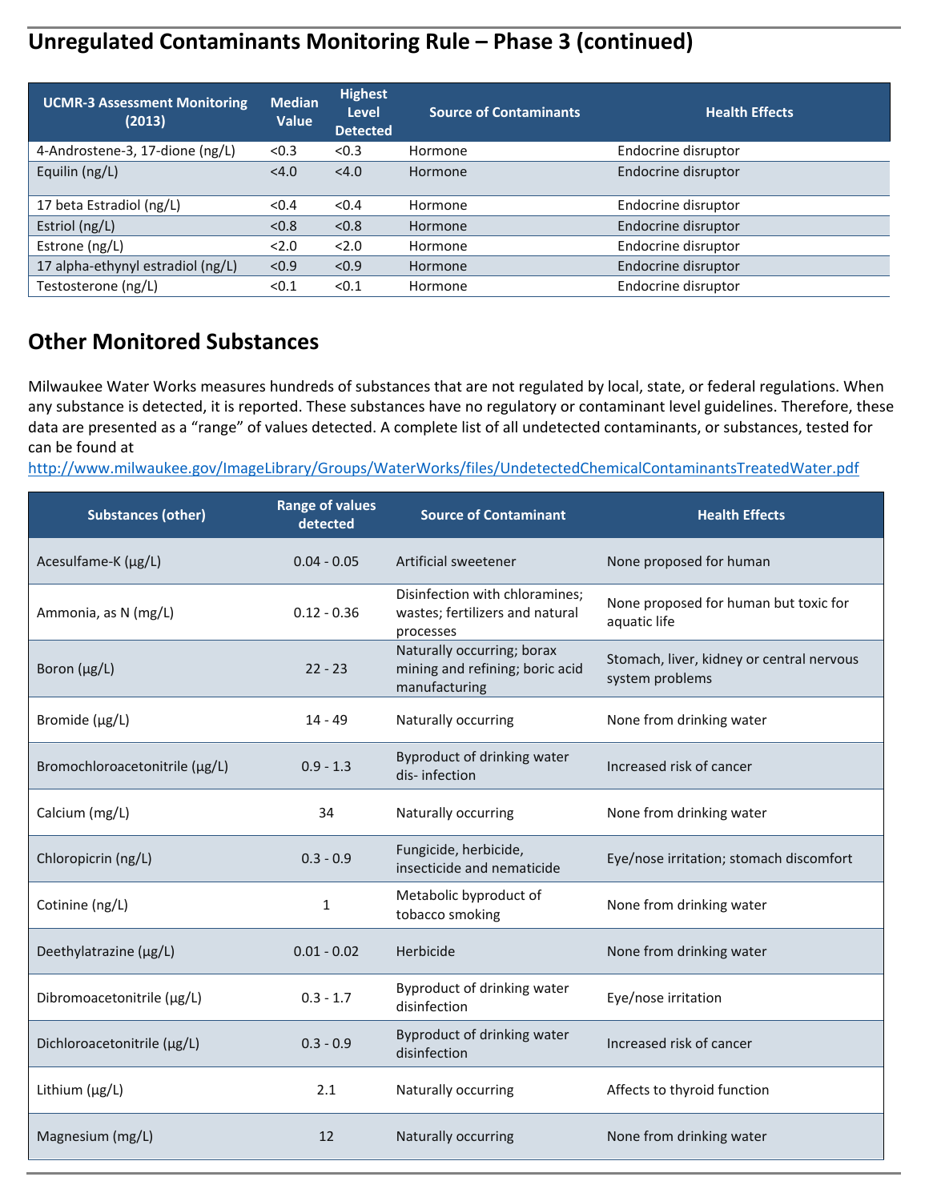## Unregulated Contaminants Monitoring Rule – Phase 3 (continued)

| UCMR-3 Assessment Monitoring (2013) | Median Value | Highest Level Detected | Source of Contaminants | Health Effects |
|---|---|---|---|---|
| 4-Androstene-3, 17-dione (ng/L) | <0.3 | <0.3 | Hormone | Endocrine disruptor |
| Equilin (ng/L) | <4.0 | <4.0 | Hormone | Endocrine disruptor |
| 17 beta Estradiol (ng/L) | <0.4 | <0.4 | Hormone | Endocrine disruptor |
| Estriol (ng/L) | <0.8 | <0.8 | Hormone | Endocrine disruptor |
| Estrone (ng/L) | <2.0 | <2.0 | Hormone | Endocrine disruptor |
| 17 alpha-ethynyl estradiol (ng/L) | <0.9 | <0.9 | Hormone | Endocrine disruptor |
| Testosterone (ng/L) | <0.1 | <0.1 | Hormone | Endocrine disruptor |

## Other Monitored Substances

Milwaukee Water Works measures hundreds of substances that are not regulated by local, state, or federal regulations. When any substance is detected, it is reported. These substances have no regulatory or contaminant level guidelines. Therefore, these data are presented as a "range" of values detected. A complete list of all undetected contaminants, or substances, tested for can be found at http://www.milwaukee.gov/ImageLibrary/Groups/WaterWorks/files/UndetectedChemicalContaminantsTreatedWater.pdf

| Substances (other) | Range of values detected | Source of Contaminant | Health Effects |
|---|---|---|---|
| Acesulfame-K (µg/L) | 0.04 - 0.05 | Artificial sweetener | None proposed for human |
| Ammonia, as N (mg/L) | 0.12 - 0.36 | Disinfection with chloramines; wastes; fertilizers and natural processes | None proposed for human but toxic for aquatic life |
| Boron (µg/L) | 22 - 23 | Naturally occurring; borax mining and refining; boric acid manufacturing | Stomach, liver, kidney or central nervous system problems |
| Bromide (µg/L) | 14 - 49 | Naturally occurring | None from drinking water |
| Bromochloroacetonitrile (µg/L) | 0.9 - 1.3 | Byproduct of drinking water dis- infection | Increased risk of cancer |
| Calcium (mg/L) | 34 | Naturally occurring | None from drinking water |
| Chloropicrin (ng/L) | 0.3 - 0.9 | Fungicide, herbicide, insecticide and nematicide | Eye/nose irritation; stomach discomfort |
| Cotinine (ng/L) | 1 | Metabolic byproduct of tobacco smoking | None from drinking water |
| Deethylatrazine (µg/L) | 0.01 - 0.02 | Herbicide | None from drinking water |
| Dibromoacetonitrile (µg/L) | 0.3 - 1.7 | Byproduct of drinking water disinfection | Eye/nose irritation |
| Dichloroacetonitrile (µg/L) | 0.3 - 0.9 | Byproduct of drinking water disinfection | Increased risk of cancer |
| Lithium (µg/L) | 2.1 | Naturally occurring | Affects to thyroid function |
| Magnesium (mg/L) | 12 | Naturally occurring | None from drinking water |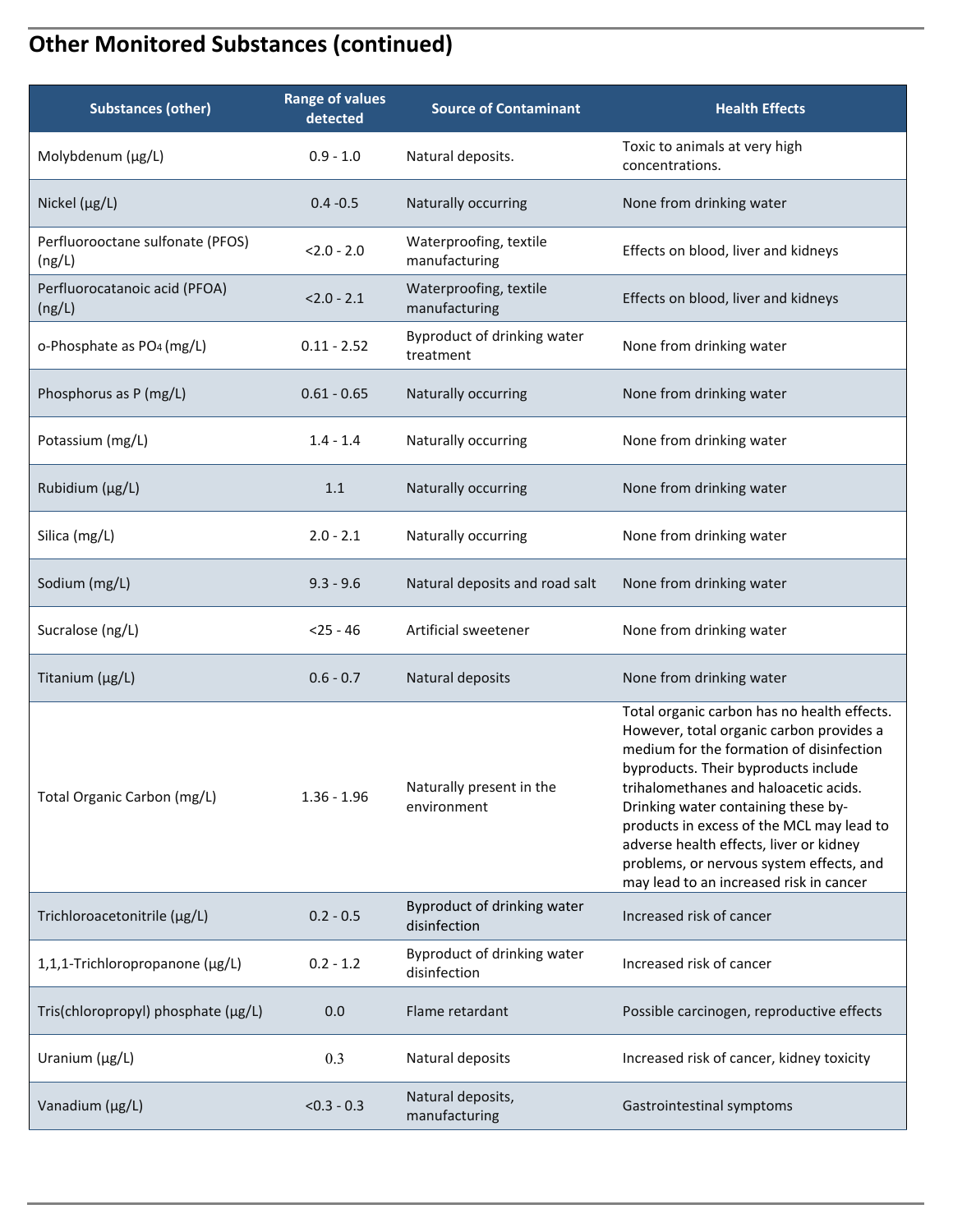## Other Monitored Substances (continued)

| Substances (other) | Range of values detected | Source of Contaminant | Health Effects |
|---|---|---|---|
| Molybdenum (µg/L) | 0.9 - 1.0 | Natural deposits. | Toxic to animals at very high concentrations. |
| Nickel (µg/L) | 0.4 -0.5 | Naturally occurring | None from drinking water |
| Perfluorooctane sulfonate (PFOS) (ng/L) | <2.0 - 2.0 | Waterproofing, textile manufacturing | Effects on blood, liver and kidneys |
| Perfluorocatanoic acid (PFOA) (ng/L) | <2.0 - 2.1 | Waterproofing, textile manufacturing | Effects on blood, liver and kidneys |
| o-Phosphate as $PO_4$ (mg/L) | 0.11 - 2.52 | Byproduct of drinking water treatment | None from drinking water |
| Phosphorus as P (mg/L) | 0.61 - 0.65 | Naturally occurring | None from drinking water |
| Potassium (mg/L) | 1.4 - 1.4 | Naturally occurring | None from drinking water |
| Rubidium (µg/L) | 1.1 | Naturally occurring | None from drinking water |
| Silica (mg/L) | 2.0 - 2.1 | Naturally occurring | None from drinking water |
| Sodium (mg/L) | 9.3 - 9.6 | Natural deposits and road salt | None from drinking water |
| Sucralose (ng/L) | <25 - 46 | Artificial sweetener | None from drinking water |
| Titanium (µg/L) | 0.6 - 0.7 | Natural deposits | None from drinking water |
| Total Organic Carbon (mg/L) | 1.36 - 1.96 | Naturally present in the environment | Total organic carbon has no health effects. However, total organic carbon provides a medium for the formation of disinfection byproducts. Their byproducts include trihalomethanes and haloacetic acids. Drinking water containing these by-products in excess of the MCL may lead to adverse health effects, liver or kidney problems, or nervous system effects, and may lead to an increased risk in cancer |
| Trichloroacetonitrile (µg/L) | 0.2 - 0.5 | Byproduct of drinking water disinfection | Increased risk of cancer |
| 1,1,1-Trichloropropanone (µg/L) | 0.2 - 1.2 | Byproduct of drinking water disinfection | Increased risk of cancer |
| Tris(chloropropyl) phosphate (µg/L) | 0.0 | Flame retardant | Possible carcinogen, reproductive effects |
| Uranium (µg/L) | 0.3 | Natural deposits | Increased risk of cancer, kidney toxicity |
| Vanadium (µg/L) | <0.3 - 0.3 | Natural deposits, manufacturing | Gastrointestinal symptoms |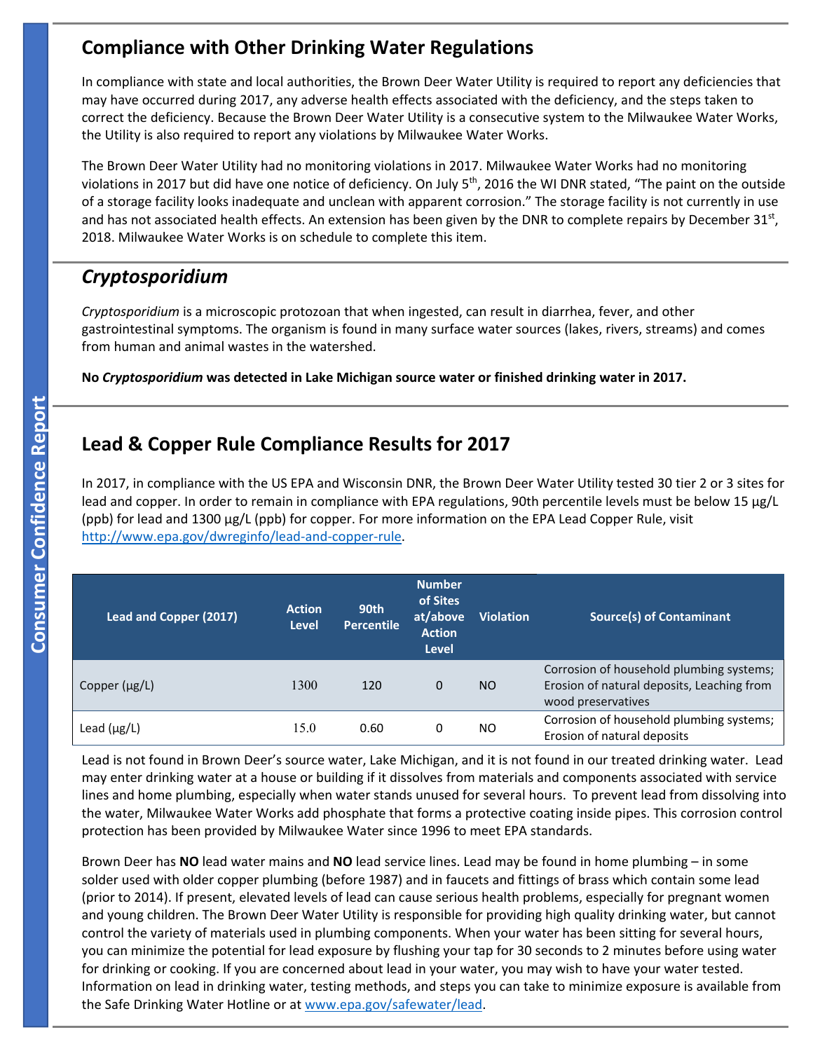## Compliance with Other Drinking Water Regulations

In compliance with state and local authorities, the Brown Deer Water Utility is required to report any deficiencies that may have occurred during 2017, any adverse health effects associated with the deficiency, and the steps taken to correct the deficiency. Because the Brown Deer Water Utility is a consecutive system to the Milwaukee Water Works, the Utility is also required to report any violations by Milwaukee Water Works.

The Brown Deer Water Utility had no monitoring violations in 2017. Milwaukee Water Works had no monitoring violations in 2017 but did have one notice of deficiency. On July 5th, 2016 the WI DNR stated, "The paint on the outside of a storage facility looks inadequate and unclean with apparent corrosion." The storage facility is not currently in use and has not associated health effects. An extension has been given by the DNR to complete repairs by December 31st, 2018. Milwaukee Water Works is on schedule to complete this item.

## *Cryptosporidium*

*Cryptosporidium* is a microscopic protozoan that when ingested, can result in diarrhea, fever, and other gastrointestinal symptoms. The organism is found in many surface water sources (lakes, rivers, streams) and comes from human and animal wastes in the watershed.

**No *Cryptosporidium* was detected in Lake Michigan source water or finished drinking water in 2017.**

## Lead & Copper Rule Compliance Results for 2017

In 2017, in compliance with the US EPA and Wisconsin DNR, the Brown Deer Water Utility tested 30 tier 2 or 3 sites for lead and copper. In order to remain in compliance with EPA regulations, 90th percentile levels must be below 15 µg/L (ppb) for lead and 1300 µg/L (ppb) for copper. For more information on the EPA Lead Copper Rule, visit http://www.epa.gov/dwreginfo/lead-and-copper-rule.

| Lead and Copper (2017) | Action Level | 90th Percentile | Number of Sites at/above Action Level | Violation | Source(s) of Contaminant |
|---|---|---|---|---|---|
| Copper (µg/L) | 1300 | 120 | 0 | NO | Corrosion of household plumbing systems; Erosion of natural deposits, Leaching from wood preservatives |
| Lead (µg/L) | 15.0 | 0.60 | 0 | NO | Corrosion of household plumbing systems; Erosion of natural deposits |

Lead is not found in Brown Deer's source water, Lake Michigan, and it is not found in our treated drinking water. Lead may enter drinking water at a house or building if it dissolves from materials and components associated with service lines and home plumbing, especially when water stands unused for several hours. To prevent lead from dissolving into the water, Milwaukee Water Works add phosphate that forms a protective coating inside pipes. This corrosion control protection has been provided by Milwaukee Water since 1996 to meet EPA standards.

Brown Deer has **NO** lead water mains and **NO** lead service lines. Lead may be found in home plumbing – in some solder used with older copper plumbing (before 1987) and in faucets and fittings of brass which contain some lead (prior to 2014). If present, elevated levels of lead can cause serious health problems, especially for pregnant women and young children. The Brown Deer Water Utility is responsible for providing high quality drinking water, but cannot control the variety of materials used in plumbing components. When your water has been sitting for several hours, you can minimize the potential for lead exposure by flushing your tap for 30 seconds to 2 minutes before using water for drinking or cooking. If you are concerned about lead in your water, you may wish to have your water tested. Information on lead in drinking water, testing methods, and steps you can take to minimize exposure is available from the Safe Drinking Water Hotline or at www.epa.gov/safewater/lead.